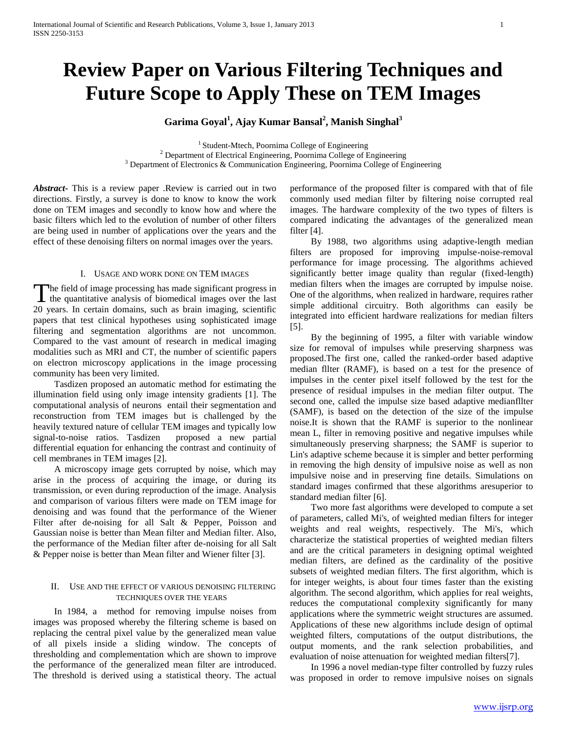# Review Paper on Various Filtering Techniques and Future Scope to Apply These on TEM Images

**Garima Goyal[1], Ajay Kumar Bansal[2], Manish Singhal[3]**

[1] Student-Mtech, Poornima College of Engineering
[2] Department of Electrical Engineering, Poornima College of Engineering
[3] Department of Electronics & Communication Engineering, Poornima College of Engineering

***Abstract-*** This is a review paper .Review is carried out in two directions. Firstly, a survey is done to know to know the work done on TEM images and secondly to know how and where the basic filters which led to the evolution of number of other filters are being used in number of applications over the years and the effect of these denoising filters on normal images over the years.

## I. Usage and Work Done on TEM Images

The field of image processing has made significant progress in the quantitative analysis of biomedical images over the last 20 years. In certain domains, such as brain imaging, scientific papers that test clinical hypotheses using sophisticated image filtering and segmentation algorithms are not uncommon. Compared to the vast amount of research in medical imaging modalities such as MRI and CT, the number of scientific papers on electron microscopy applications in the image processing community has been very limited.

Tasdizen proposed an automatic method for estimating the illumination field using only image intensity gradients [1]. The computational analysis of neurons entail their segmentation and reconstruction from TEM images but is challenged by the heavily textured nature of cellular TEM images and typically low signal-to-noise ratios. Tasdizen proposed a new partial differential equation for enhancing the contrast and continuity of cell membranes in TEM images [2].

A microscopy image gets corrupted by noise, which may arise in the process of acquiring the image, or during its transmission, or even during reproduction of the image. Analysis and comparison of various filters were made on TEM image for denoising and was found that the performance of the Wiener Filter after de-noising for all Salt & Pepper, Poisson and Gaussian noise is better than Mean filter and Median filter. Also, the performance of the Median filter after de-noising for all Salt & Pepper noise is better than Mean filter and Wiener filter [3].

## II. Use and the Effect of Various Denoising Filtering Techniques Over the Years

In 1984, a method for removing impulse noises from images was proposed whereby the filtering scheme is based on replacing the central pixel value by the generalized mean value of all pixels inside a sliding window. The concepts of thresholding and complementation which are shown to improve the performance of the generalized mean filter are introduced. The threshold is derived using a statistical theory. The actual performance of the proposed filter is compared with that of file commonly used median filter by filtering noise corrupted real images. The hardware complexity of the two types of filters is compared indicating the advantages of the generalized mean filter [4].

By 1988, two algorithms using adaptive-length median filters are proposed for improving impulse-noise-removal performance for image processing. The algorithms achieved significantly better image quality than regular (fixed-length) median filters when the images are corrupted by impulse noise. One of the algorithms, when realized in hardware, requires rather simple additional circuitry. Both algorithms can easily be integrated into efficient hardware realizations for median filters [5].

By the beginning of 1995, a filter with variable window size for removal of impulses while preserving sharpness was proposed.The first one, called the ranked-order based adaptive median fllter (RAMF), is based on a test for the presence of impulses in the center pixel itself followed by the test for the presence of residual impulses in the median filter output. The second one, called the impulse size based adaptive medianfllter (SAMF), is based on the detection of the size of the impulse noise.It is shown that the RAMF is superior to the nonlinear mean L, filter in removing positive and negative impulses while simultaneously preserving sharpness; the SAMF is superior to Lin's adaptive scheme because it is simpler and better performing in removing the high density of impulsive noise as well as non impulsive noise and in preserving fine details. Simulations on standard images confirmed that these algorithms aresuperior to standard median filter [6].

Two more fast algorithms were developed to compute a set of parameters, called Mi's, of weighted median filters for integer weights and real weights, respectively. The Mi's, which characterize the statistical properties of weighted median filters and are the critical parameters in designing optimal weighted median filters, are defined as the cardinality of the positive subsets of weighted median filters. The first algorithm, which is for integer weights, is about four times faster than the existing algorithm. The second algorithm, which applies for real weights, reduces the computational complexity significantly for many applications where the symmetric weight structures are assumed. Applications of these new algorithms include design of optimal weighted filters, computations of the output distributions, the output moments, and the rank selection probabilities, and evaluation of noise attenuation for weighted median filters[7].

In 1996 a novel median-type filter controlled by fuzzy rules was proposed in order to remove impulsive noises on signals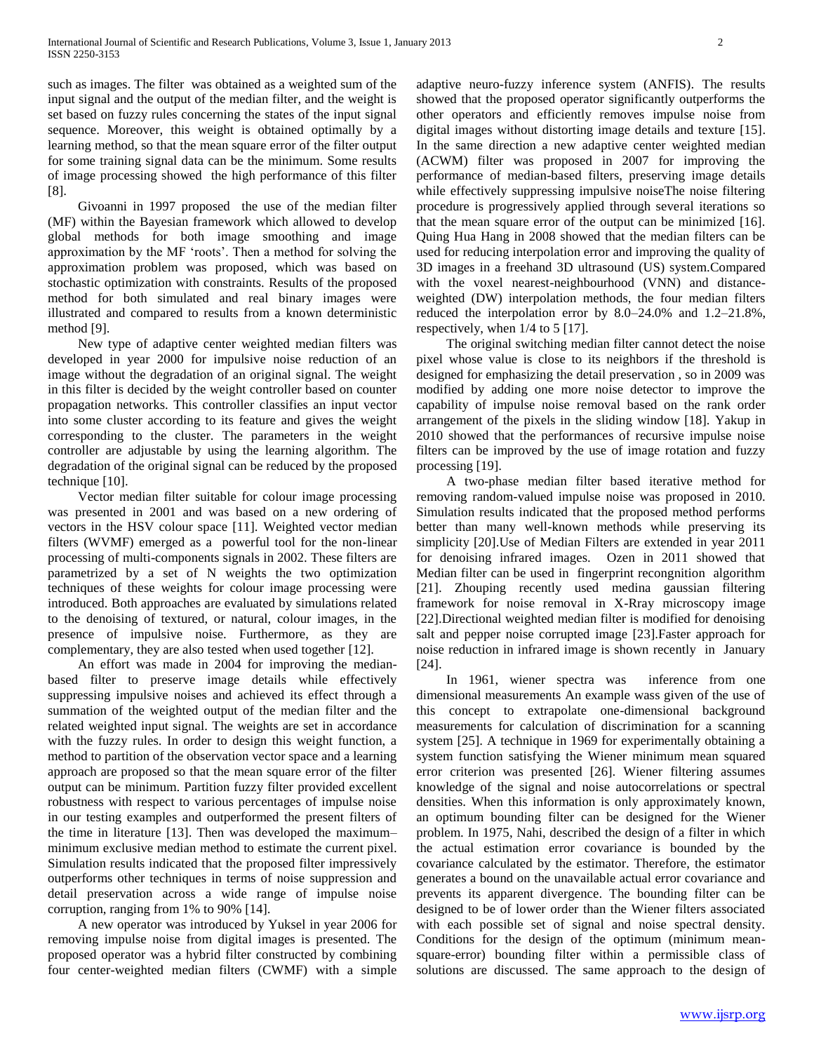such as images. The filter was obtained as a weighted sum of the input signal and the output of the median filter, and the weight is set based on fuzzy rules concerning the states of the input signal sequence. Moreover, this weight is obtained optimally by a learning method, so that the mean square error of the filter output for some training signal data can be the minimum. Some results of image processing showed the high performance of this filter [8].

Givoanni in 1997 proposed the use of the median filter (MF) within the Bayesian framework which allowed to develop global methods for both image smoothing and image approximation by the MF 'roots'. Then a method for solving the approximation problem was proposed, which was based on stochastic optimization with constraints. Results of the proposed method for both simulated and real binary images were illustrated and compared to results from a known deterministic method [9].

New type of adaptive center weighted median filters was developed in year 2000 for impulsive noise reduction of an image without the degradation of an original signal. The weight in this filter is decided by the weight controller based on counter propagation networks. This controller classifies an input vector into some cluster according to its feature and gives the weight corresponding to the cluster. The parameters in the weight controller are adjustable by using the learning algorithm. The degradation of the original signal can be reduced by the proposed technique [10].

Vector median filter suitable for colour image processing was presented in 2001 and was based on a new ordering of vectors in the HSV colour space [11]. Weighted vector median filters (WVMF) emerged as a powerful tool for the non-linear processing of multi-components signals in 2002. These filters are parametrized by a set of N weights the two optimization techniques of these weights for colour image processing were introduced. Both approaches are evaluated by simulations related to the denoising of textured, or natural, colour images, in the presence of impulsive noise. Furthermore, as they are complementary, they are also tested when used together [12].

An effort was made in 2004 for improving the median-based filter to preserve image details while effectively suppressing impulsive noises and achieved its effect through a summation of the weighted output of the median filter and the related weighted input signal. The weights are set in accordance with the fuzzy rules. In order to design this weight function, a method to partition of the observation vector space and a learning approach are proposed so that the mean square error of the filter output can be minimum. Partition fuzzy filter provided excellent robustness with respect to various percentages of impulse noise in our testing examples and outperformed the present filters of the time in literature [13]. Then was developed the maximum–minimum exclusive median method to estimate the current pixel. Simulation results indicated that the proposed filter impressively outperforms other techniques in terms of noise suppression and detail preservation across a wide range of impulse noise corruption, ranging from 1% to 90% [14].

A new operator was introduced by Yuksel in year 2006 for removing impulse noise from digital images is presented. The proposed operator was a hybrid filter constructed by combining four center-weighted median filters (CWMF) with a simple adaptive neuro-fuzzy inference system (ANFIS). The results showed that the proposed operator significantly outperforms the other operators and efficiently removes impulse noise from digital images without distorting image details and texture [15]. In the same direction a new adaptive center weighted median (ACWM) filter was proposed in 2007 for improving the performance of median-based filters, preserving image details while effectively suppressing impulsive noiseThe noise filtering procedure is progressively applied through several iterations so that the mean square error of the output can be minimized [16]. Quing Hua Hang in 2008 showed that the median filters can be used for reducing interpolation error and improving the quality of 3D images in a freehand 3D ultrasound (US) system.Compared with the voxel nearest-neighbourhood (VNN) and distance-weighted (DW) interpolation methods, the four median filters reduced the interpolation error by 8.0–24.0% and 1.2–21.8%, respectively, when 1/4 to 5 [17].

The original switching median filter cannot detect the noise pixel whose value is close to its neighbors if the threshold is designed for emphasizing the detail preservation , so in 2009 was modified by adding one more noise detector to improve the capability of impulse noise removal based on the rank order arrangement of the pixels in the sliding window [18]. Yakup in 2010 showed that the performances of recursive impulse noise filters can be improved by the use of image rotation and fuzzy processing [19].

A two-phase median filter based iterative method for removing random-valued impulse noise was proposed in 2010. Simulation results indicated that the proposed method performs better than many well-known methods while preserving its simplicity [20].Use of Median Filters are extended in year 2011 for denoising infrared images. Ozen in 2011 showed that Median filter can be used in fingerprint recongnition algorithm [21]. Zhouping recently used medina gaussian filtering framework for noise removal in X-Rray microscopy image [22].Directional weighted median filter is modified for denoising salt and pepper noise corrupted image [23].Faster approach for noise reduction in infrared image is shown recently in January [24].

In 1961, wiener spectra was inference from one dimensional measurements An example wass given of the use of this concept to extrapolate one-dimensional background measurements for calculation of discrimination for a scanning system [25]. A technique in 1969 for experimentally obtaining a system function satisfying the Wiener minimum mean squared error criterion was presented [26]. Wiener filtering assumes knowledge of the signal and noise autocorrelations or spectral densities. When this information is only approximately known, an optimum bounding filter can be designed for the Wiener problem. In 1975, Nahi, described the design of a filter in which the actual estimation error covariance is bounded by the covariance calculated by the estimator. Therefore, the estimator generates a bound on the unavailable actual error covariance and prevents its apparent divergence. The bounding filter can be designed to be of lower order than the Wiener filters associated with each possible set of signal and noise spectral density. Conditions for the design of the optimum (minimum mean-square-error) bounding filter within a permissible class of solutions are discussed. The same approach to the design of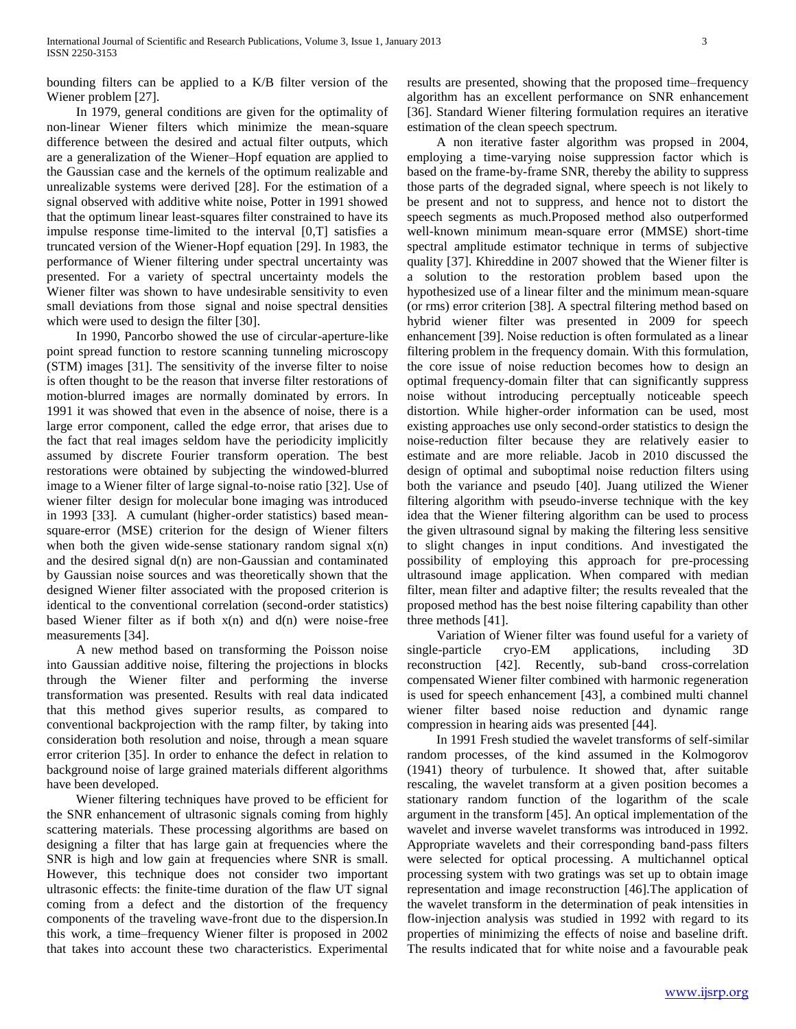bounding filters can be applied to a K/B filter version of the Wiener problem [27].

In 1979, general conditions are given for the optimality of non-linear Wiener filters which minimize the mean-square difference between the desired and actual filter outputs, which are a generalization of the Wiener–Hopf equation are applied to the Gaussian case and the kernels of the optimum realizable and unrealizable systems were derived [28]. For the estimation of a signal observed with additive white noise, Potter in 1991 showed that the optimum linear least-squares filter constrained to have its impulse response time-limited to the interval [0,T] satisfies a truncated version of the Wiener-Hopf equation [29]. In 1983, the performance of Wiener filtering under spectral uncertainty was presented. For a variety of spectral uncertainty models the Wiener filter was shown to have undesirable sensitivity to even small deviations from those signal and noise spectral densities which were used to design the filter [30].

In 1990, Pancorbo showed the use of circular-aperture-like point spread function to restore scanning tunneling microscopy (STM) images [31]. The sensitivity of the inverse filter to noise is often thought to be the reason that inverse filter restorations of motion-blurred images are normally dominated by errors. In 1991 it was showed that even in the absence of noise, there is a large error component, called the edge error, that arises due to the fact that real images seldom have the periodicity implicitly assumed by discrete Fourier transform operation. The best restorations were obtained by subjecting the windowed-blurred image to a Wiener filter of large signal-to-noise ratio [32]. Use of wiener filter design for molecular bone imaging was introduced in 1993 [33]. A cumulant (higher-order statistics) based mean-square-error (MSE) criterion for the design of Wiener filters when both the given wide-sense stationary random signal $x(n)$ and the desired signal $d(n)$ are non-Gaussian and contaminated by Gaussian noise sources and was theoretically shown that the designed Wiener filter associated with the proposed criterion is identical to the conventional correlation (second-order statistics) based Wiener filter as if both $x(n)$ and $d(n)$ were noise-free measurements [34].

A new method based on transforming the Poisson noise into Gaussian additive noise, filtering the projections in blocks through the Wiener filter and performing the inverse transformation was presented. Results with real data indicated that this method gives superior results, as compared to conventional backprojection with the ramp filter, by taking into consideration both resolution and noise, through a mean square error criterion [35]. In order to enhance the defect in relation to background noise of large grained materials different algorithms have been developed.

Wiener filtering techniques have proved to be efficient for the SNR enhancement of ultrasonic signals coming from highly scattering materials. These processing algorithms are based on designing a filter that has large gain at frequencies where the SNR is high and low gain at frequencies where SNR is small. However, this technique does not consider two important ultrasonic effects: the finite-time duration of the flaw UT signal coming from a defect and the distortion of the frequency components of the traveling wave-front due to the dispersion.In this work, a time–frequency Wiener filter is proposed in 2002 that takes into account these two characteristics. Experimental results are presented, showing that the proposed time–frequency algorithm has an excellent performance on SNR enhancement [36]. Standard Wiener filtering formulation requires an iterative estimation of the clean speech spectrum.

A non iterative faster algorithm was propsed in 2004, employing a time-varying noise suppression factor which is based on the frame-by-frame SNR, thereby the ability to suppress those parts of the degraded signal, where speech is not likely to be present and not to suppress, and hence not to distort the speech segments as much.Proposed method also outperformed well-known minimum mean-square error (MMSE) short-time spectral amplitude estimator technique in terms of subjective quality [37]. Khireddine in 2007 showed that the Wiener filter is a solution to the restoration problem based upon the hypothesized use of a linear filter and the minimum mean-square (or rms) error criterion [38]. A spectral filtering method based on hybrid wiener filter was presented in 2009 for speech enhancement [39]. Noise reduction is often formulated as a linear filtering problem in the frequency domain. With this formulation, the core issue of noise reduction becomes how to design an optimal frequency-domain filter that can significantly suppress noise without introducing perceptually noticeable speech distortion. While higher-order information can be used, most existing approaches use only second-order statistics to design the noise-reduction filter because they are relatively easier to estimate and are more reliable. Jacob in 2010 discussed the design of optimal and suboptimal noise reduction filters using both the variance and pseudo [40]. Juang utilized the Wiener filtering algorithm with pseudo-inverse technique with the key idea that the Wiener filtering algorithm can be used to process the given ultrasound signal by making the filtering less sensitive to slight changes in input conditions. And investigated the possibility of employing this approach for pre-processing ultrasound image application. When compared with median filter, mean filter and adaptive filter; the results revealed that the proposed method has the best noise filtering capability than other three methods [41].

Variation of Wiener filter was found useful for a variety of single-particle cryo-EM applications, including 3D reconstruction [42]. Recently, sub-band cross-correlation compensated Wiener filter combined with harmonic regeneration is used for speech enhancement [43], a combined multi channel wiener filter based noise reduction and dynamic range compression in hearing aids was presented [44].

In 1991 Fresh studied the wavelet transforms of self-similar random processes, of the kind assumed in the Kolmogorov (1941) theory of turbulence. It showed that, after suitable rescaling, the wavelet transform at a given position becomes a stationary random function of the logarithm of the scale argument in the transform [45]. An optical implementation of the wavelet and inverse wavelet transforms was introduced in 1992. Appropriate wavelets and their corresponding band-pass filters were selected for optical processing. A multichannel optical processing system with two gratings was set up to obtain image representation and image reconstruction [46].The application of the wavelet transform in the determination of peak intensities in flow-injection analysis was studied in 1992 with regard to its properties of minimizing the effects of noise and baseline drift. The results indicated that for white noise and a favourable peak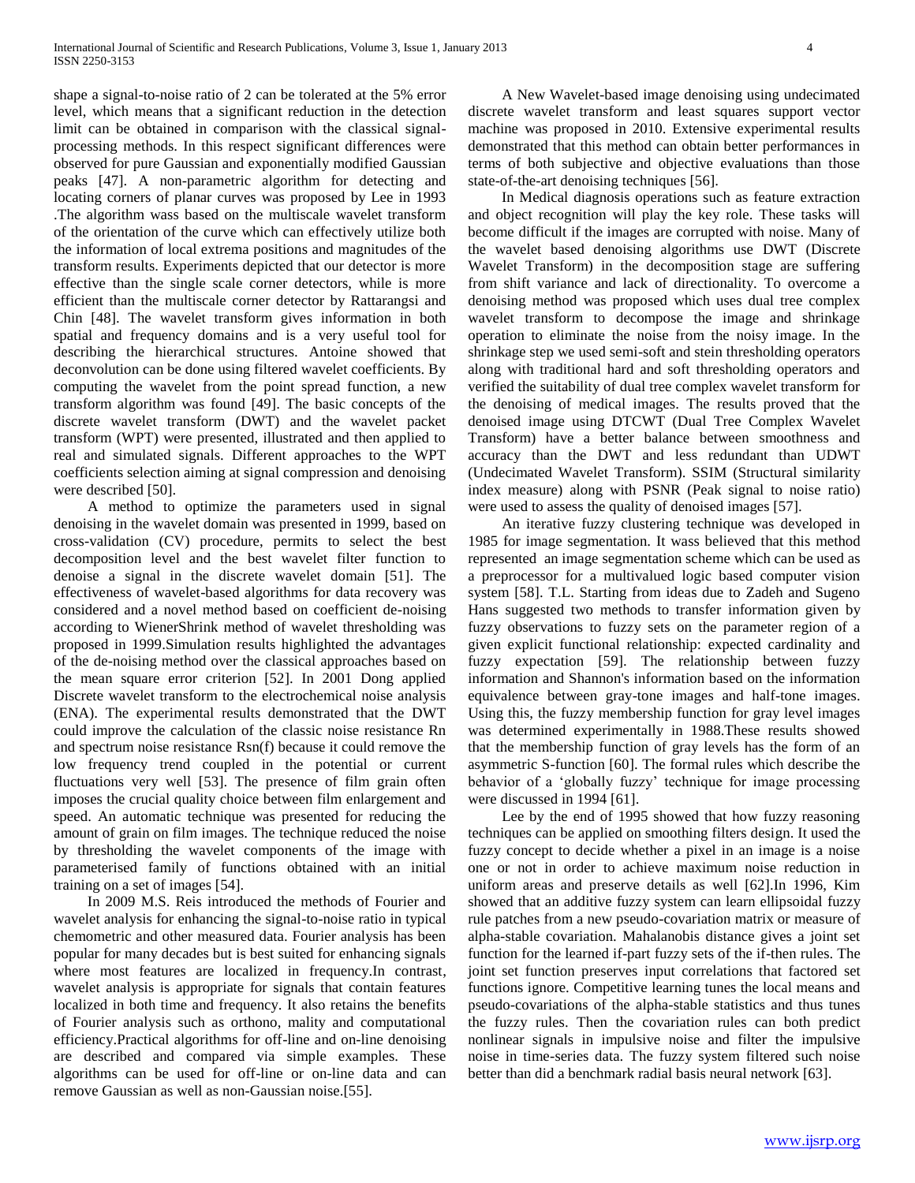shape a signal-to-noise ratio of 2 can be tolerated at the 5% error level, which means that a significant reduction in the detection limit can be obtained in comparison with the classical signal-processing methods. In this respect significant differences were observed for pure Gaussian and exponentially modified Gaussian peaks [47]. A non-parametric algorithm for detecting and locating corners of planar curves was proposed by Lee in 1993 .The algorithm wass based on the multiscale wavelet transform of the orientation of the curve which can effectively utilize both the information of local extrema positions and magnitudes of the transform results. Experiments depicted that our detector is more effective than the single scale corner detectors, while is more efficient than the multiscale corner detector by Rattarangsi and Chin [48]. The wavelet transform gives information in both spatial and frequency domains and is a very useful tool for describing the hierarchical structures. Antoine showed that deconvolution can be done using filtered wavelet coefficients. By computing the wavelet from the point spread function, a new transform algorithm was found [49]. The basic concepts of the discrete wavelet transform (DWT) and the wavelet packet transform (WPT) were presented, illustrated and then applied to real and simulated signals. Different approaches to the WPT coefficients selection aiming at signal compression and denoising were described [50].

A method to optimize the parameters used in signal denoising in the wavelet domain was presented in 1999, based on cross-validation (CV) procedure, permits to select the best decomposition level and the best wavelet filter function to denoise a signal in the discrete wavelet domain [51]. The effectiveness of wavelet-based algorithms for data recovery was considered and a novel method based on coefficient de-noising according to WienerShrink method of wavelet thresholding was proposed in 1999.Simulation results highlighted the advantages of the de-noising method over the classical approaches based on the mean square error criterion [52]. In 2001 Dong applied Discrete wavelet transform to the electrochemical noise analysis (ENA). The experimental results demonstrated that the DWT could improve the calculation of the classic noise resistance Rn and spectrum noise resistance Rsn(f) because it could remove the low frequency trend coupled in the potential or current fluctuations very well [53]. The presence of film grain often imposes the crucial quality choice between film enlargement and speed. An automatic technique was presented for reducing the amount of grain on film images. The technique reduced the noise by thresholding the wavelet components of the image with parameterised family of functions obtained with an initial training on a set of images [54].

In 2009 M.S. Reis introduced the methods of Fourier and wavelet analysis for enhancing the signal-to-noise ratio in typical chemometric and other measured data. Fourier analysis has been popular for many decades but is best suited for enhancing signals where most features are localized in frequency.In contrast, wavelet analysis is appropriate for signals that contain features localized in both time and frequency. It also retains the benefits of Fourier analysis such as orthono, mality and computational efficiency.Practical algorithms for off-line and on-line denoising are described and compared via simple examples. These algorithms can be used for off-line or on-line data and can remove Gaussian as well as non-Gaussian noise.[55].

A New Wavelet-based image denoising using undecimated discrete wavelet transform and least squares support vector machine was proposed in 2010. Extensive experimental results demonstrated that this method can obtain better performances in terms of both subjective and objective evaluations than those state-of-the-art denoising techniques [56].

In Medical diagnosis operations such as feature extraction and object recognition will play the key role. These tasks will become difficult if the images are corrupted with noise. Many of the wavelet based denoising algorithms use DWT (Discrete Wavelet Transform) in the decomposition stage are suffering from shift variance and lack of directionality. To overcome a denoising method was proposed which uses dual tree complex wavelet transform to decompose the image and shrinkage operation to eliminate the noise from the noisy image. In the shrinkage step we used semi-soft and stein thresholding operators along with traditional hard and soft thresholding operators and verified the suitability of dual tree complex wavelet transform for the denoising of medical images. The results proved that the denoised image using DTCWT (Dual Tree Complex Wavelet Transform) have a better balance between smoothness and accuracy than the DWT and less redundant than UDWT (Undecimated Wavelet Transform). SSIM (Structural similarity index measure) along with PSNR (Peak signal to noise ratio) were used to assess the quality of denoised images [57].

An iterative fuzzy clustering technique was developed in 1985 for image segmentation. It wass believed that this method represented an image segmentation scheme which can be used as a preprocessor for a multivalued logic based computer vision system [58]. T.L. Starting from ideas due to Zadeh and Sugeno Hans suggested two methods to transfer information given by fuzzy observations to fuzzy sets on the parameter region of a given explicit functional relationship: expected cardinality and fuzzy expectation [59]. The relationship between fuzzy information and Shannon's information based on the information equivalence between gray-tone images and half-tone images. Using this, the fuzzy membership function for gray level images was determined experimentally in 1988.These results showed that the membership function of gray levels has the form of an asymmetric S-function [60]. The formal rules which describe the behavior of a 'globally fuzzy' technique for image processing were discussed in 1994 [61].

Lee by the end of 1995 showed that how fuzzy reasoning techniques can be applied on smoothing filters design. It used the fuzzy concept to decide whether a pixel in an image is a noise one or not in order to achieve maximum noise reduction in uniform areas and preserve details as well [62].In 1996, Kim showed that an additive fuzzy system can learn ellipsoidal fuzzy rule patches from a new pseudo-covariation matrix or measure of alpha-stable covariation. Mahalanobis distance gives a joint set function for the learned if-part fuzzy sets of the if-then rules. The joint set function preserves input correlations that factored set functions ignore. Competitive learning tunes the local means and pseudo-covariations of the alpha-stable statistics and thus tunes the fuzzy rules. Then the covariation rules can both predict nonlinear signals in impulsive noise and filter the impulsive noise in time-series data. The fuzzy system filtered such noise better than did a benchmark radial basis neural network [63].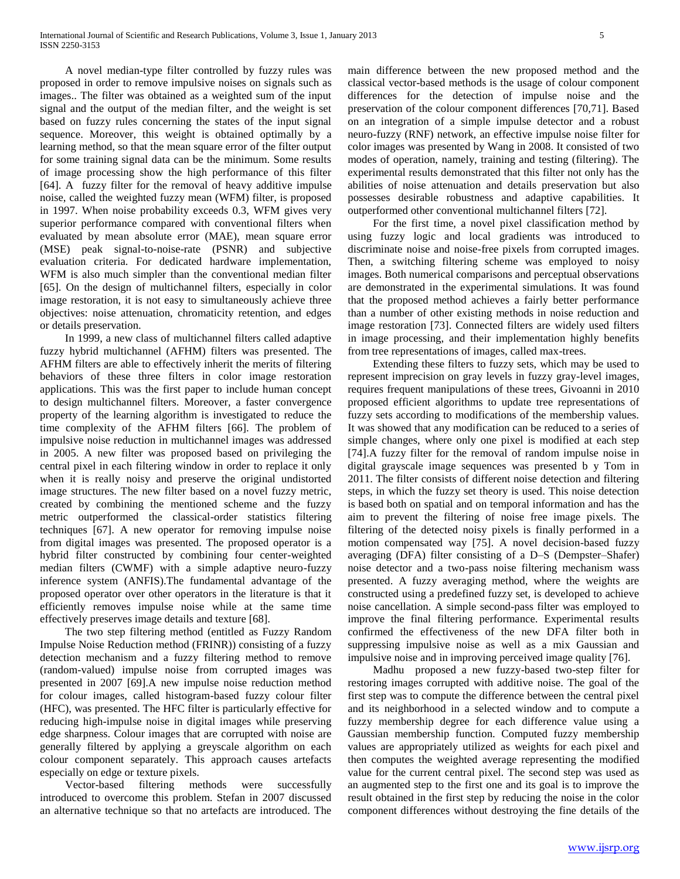A novel median-type filter controlled by fuzzy rules was proposed in order to remove impulsive noises on signals such as images.. The filter was obtained as a weighted sum of the input signal and the output of the median filter, and the weight is set based on fuzzy rules concerning the states of the input signal sequence. Moreover, this weight is obtained optimally by a learning method, so that the mean square error of the filter output for some training signal data can be the minimum. Some results of image processing show the high performance of this filter [64]. A fuzzy filter for the removal of heavy additive impulse noise, called the weighted fuzzy mean (WFM) filter, is proposed in 1997. When noise probability exceeds 0.3, WFM gives very superior performance compared with conventional filters when evaluated by mean absolute error (MAE), mean square error (MSE) peak signal-to-noise-rate (PSNR) and subjective evaluation criteria. For dedicated hardware implementation, WFM is also much simpler than the conventional median filter [65]. On the design of multichannel filters, especially in color image restoration, it is not easy to simultaneously achieve three objectives: noise attenuation, chromaticity retention, and edges or details preservation.

In 1999, a new class of multichannel filters called adaptive fuzzy hybrid multichannel (AFHM) filters was presented. The AFHM filters are able to effectively inherit the merits of filtering behaviors of these three filters in color image restoration applications. This was the first paper to include human concept to design multichannel filters. Moreover, a faster convergence property of the learning algorithm is investigated to reduce the time complexity of the AFHM filters [66]. The problem of impulsive noise reduction in multichannel images was addressed in 2005. A new filter was proposed based on privileging the central pixel in each filtering window in order to replace it only when it is really noisy and preserve the original undistorted image structures. The new filter based on a novel fuzzy metric, created by combining the mentioned scheme and the fuzzy metric outperformed the classical-order statistics filtering techniques [67]. A new operator for removing impulse noise from digital images was presented. The proposed operator is a hybrid filter constructed by combining four center-weighted median filters (CWMF) with a simple adaptive neuro-fuzzy inference system (ANFIS).The fundamental advantage of the proposed operator over other operators in the literature is that it efficiently removes impulse noise while at the same time effectively preserves image details and texture [68].

The two step filtering method (entitled as Fuzzy Random Impulse Noise Reduction method (FRINR)) consisting of a fuzzy detection mechanism and a fuzzy filtering method to remove (random-valued) impulse noise from corrupted images was presented in 2007 [69].A new impulse noise reduction method for colour images, called histogram-based fuzzy colour filter (HFC), was presented. The HFC filter is particularly effective for reducing high-impulse noise in digital images while preserving edge sharpness. Colour images that are corrupted with noise are generally filtered by applying a greyscale algorithm on each colour component separately. This approach causes artefacts especially on edge or texture pixels.

Vector-based filtering methods were successfully introduced to overcome this problem. Stefan in 2007 discussed an alternative technique so that no artefacts are introduced. The main difference between the new proposed method and the classical vector-based methods is the usage of colour component differences for the detection of impulse noise and the preservation of the colour component differences [70,71]. Based on an integration of a simple impulse detector and a robust neuro-fuzzy (RNF) network, an effective impulse noise filter for color images was presented by Wang in 2008. It consisted of two modes of operation, namely, training and testing (filtering). The experimental results demonstrated that this filter not only has the abilities of noise attenuation and details preservation but also possesses desirable robustness and adaptive capabilities. It outperformed other conventional multichannel filters [72].

For the first time, a novel pixel classification method by using fuzzy logic and local gradients was introduced to discriminate noise and noise-free pixels from corrupted images. Then, a switching filtering scheme was employed to noisy images. Both numerical comparisons and perceptual observations are demonstrated in the experimental simulations. It was found that the proposed method achieves a fairly better performance than a number of other existing methods in noise reduction and image restoration [73]. Connected filters are widely used filters in image processing, and their implementation highly benefits from tree representations of images, called max-trees.

Extending these filters to fuzzy sets, which may be used to represent imprecision on gray levels in fuzzy gray-level images, requires frequent manipulations of these trees, Givoanni in 2010 proposed efficient algorithms to update tree representations of fuzzy sets according to modifications of the membership values. It was showed that any modification can be reduced to a series of simple changes, where only one pixel is modified at each step [74].A fuzzy filter for the removal of random impulse noise in digital grayscale image sequences was presented b y Tom in 2011. The filter consists of different noise detection and filtering steps, in which the fuzzy set theory is used. This noise detection is based both on spatial and on temporal information and has the aim to prevent the filtering of noise free image pixels. The filtering of the detected noisy pixels is finally performed in a motion compensated way [75]. A novel decision-based fuzzy averaging (DFA) filter consisting of a D–S (Dempster–Shafer) noise detector and a two-pass noise filtering mechanism wass presented. A fuzzy averaging method, where the weights are constructed using a predefined fuzzy set, is developed to achieve noise cancellation. A simple second-pass filter was employed to improve the final filtering performance. Experimental results confirmed the effectiveness of the new DFA filter both in suppressing impulsive noise as well as a mix Gaussian and impulsive noise and in improving perceived image quality [76].

Madhu proposed a new fuzzy-based two-step filter for restoring images corrupted with additive noise. The goal of the first step was to compute the difference between the central pixel and its neighborhood in a selected window and to compute a fuzzy membership degree for each difference value using a Gaussian membership function. Computed fuzzy membership values are appropriately utilized as weights for each pixel and then computes the weighted average representing the modified value for the current central pixel. The second step was used as an augmented step to the first one and its goal is to improve the result obtained in the first step by reducing the noise in the color component differences without destroying the fine details of the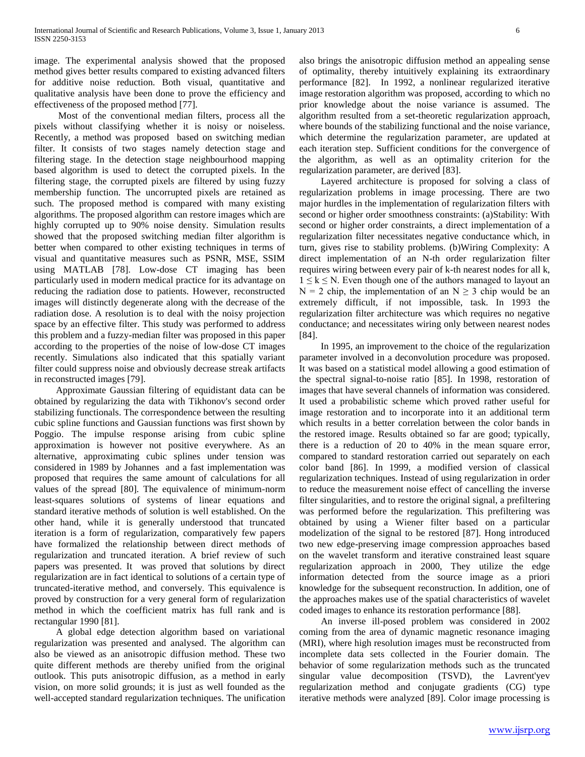image. The experimental analysis showed that the proposed method gives better results compared to existing advanced filters for additive noise reduction. Both visual, quantitative and qualitative analysis have been done to prove the efficiency and effectiveness of the proposed method [77].

Most of the conventional median filters, process all the pixels without classifying whether it is noisy or noiseless. Recently, a method was proposed based on switching median filter. It consists of two stages namely detection stage and filtering stage. In the detection stage neighbourhood mapping based algorithm is used to detect the corrupted pixels. In the filtering stage, the corrupted pixels are filtered by using fuzzy membership function. The uncorrupted pixels are retained as such. The proposed method is compared with many existing algorithms. The proposed algorithm can restore images which are highly corrupted up to 90% noise density. Simulation results showed that the proposed switching median filter algorithm is better when compared to other existing techniques in terms of visual and quantitative measures such as PSNR, MSE, SSIM using MATLAB [78]. Low-dose CT imaging has been particularly used in modern medical practice for its advantage on reducing the radiation dose to patients. However, reconstructed images will distinctly degenerate along with the decrease of the radiation dose. A resolution is to deal with the noisy projection space by an effective filter. This study was performed to address this problem and a fuzzy-median filter was proposed in this paper according to the properties of the noise of low-dose CT images recently. Simulations also indicated that this spatially variant filter could suppress noise and obviously decrease streak artifacts in reconstructed images [79].

Approximate Gaussian filtering of equidistant data can be obtained by regularizing the data with Tikhonov's second order stabilizing functionals. The correspondence between the resulting cubic spline functions and Gaussian functions was first shown by Poggio. The impulse response arising from cubic spline approximation is however not positive everywhere. As an alternative, approximating cubic splines under tension was considered in 1989 by Johannes and a fast implementation was proposed that requires the same amount of calculations for all values of the spread [80]. The equivalence of minimum-norm least-squares solutions of systems of linear equations and standard iterative methods of solution is well established. On the other hand, while it is generally understood that truncated iteration is a form of regularization, comparatively few papers have formalized the relationship between direct methods of regularization and truncated iteration. A brief review of such papers was presented. It was proved that solutions by direct regularization are in fact identical to solutions of a certain type of truncated-iterative method, and conversely. This equivalence is proved by construction for a very general form of regularization method in which the coefficient matrix has full rank and is rectangular 1990 [81].

A global edge detection algorithm based on variational regularization was presented and analysed. The algorithm can also be viewed as an anisotropic diffusion method. These two quite different methods are thereby unified from the original outlook. This puts anisotropic diffusion, as a method in early vision, on more solid grounds; it is just as well founded as the well-accepted standard regularization techniques. The unification also brings the anisotropic diffusion method an appealing sense of optimality, thereby intuitively explaining its extraordinary performance [82]. In 1992, a nonlinear regularized iterative image restoration algorithm was proposed, according to which no prior knowledge about the noise variance is assumed. The algorithm resulted from a set-theoretic regularization approach, where bounds of the stabilizing functional and the noise variance, which determine the regularization parameter, are updated at each iteration step. Sufficient conditions for the convergence of the algorithm, as well as an optimality criterion for the regularization parameter, are derived [83].

Layered architecture is proposed for solving a class of regularization problems in image processing. There are two major hurdles in the implementation of regularization filters with second or higher order smoothness constraints: (a)Stability: With second or higher order constraints, a direct implementation of a regularization filter necessitates negative conductance which, in turn, gives rise to stability problems. (b)Wiring Complexity: A direct implementation of an N-th order regularization filter requires wiring between every pair of k-th nearest nodes for all k, $1 \leq k \leq N$. Even though one of the authors managed to layout an $N = 2$ chip, the implementation of an $N \geq 3$ chip would be an extremely difficult, if not impossible, task. In 1993 the regularization filter architecture was which requires no negative conductance; and necessitates wiring only between nearest nodes [84].

In 1995, an improvement to the choice of the regularization parameter involved in a deconvolution procedure was proposed. It was based on a statistical model allowing a good estimation of the spectral signal-to-noise ratio [85]. In 1998, restoration of images that have several channels of information was considered. It used a probabilistic scheme which proved rather useful for image restoration and to incorporate into it an additional term which results in a better correlation between the color bands in the restored image. Results obtained so far are good; typically, there is a reduction of 20 to 40% in the mean square error, compared to standard restoration carried out separately on each color band [86]. In 1999, a modified version of classical regularization techniques. Instead of using regularization in order to reduce the measurement noise effect of cancelling the inverse filter singularities, and to restore the original signal, a prefiltering was performed before the regularization. This prefiltering was obtained by using a Wiener filter based on a particular modelization of the signal to be restored [87]. Hong introduced two new edge-preserving image compression approaches based on the wavelet transform and iterative constrained least square regularization approach in 2000, They utilize the edge information detected from the source image as a priori knowledge for the subsequent reconstruction. In addition, one of the approaches makes use of the spatial characteristics of wavelet coded images to enhance its restoration performance [88].

An inverse ill-posed problem was considered in 2002 coming from the area of dynamic magnetic resonance imaging (MRI), where high resolution images must be reconstructed from incomplete data sets collected in the Fourier domain. The behavior of some regularization methods such as the truncated singular value decomposition (TSVD), the Lavrent'yev regularization method and conjugate gradients (CG) type iterative methods were analyzed [89]. Color image processing is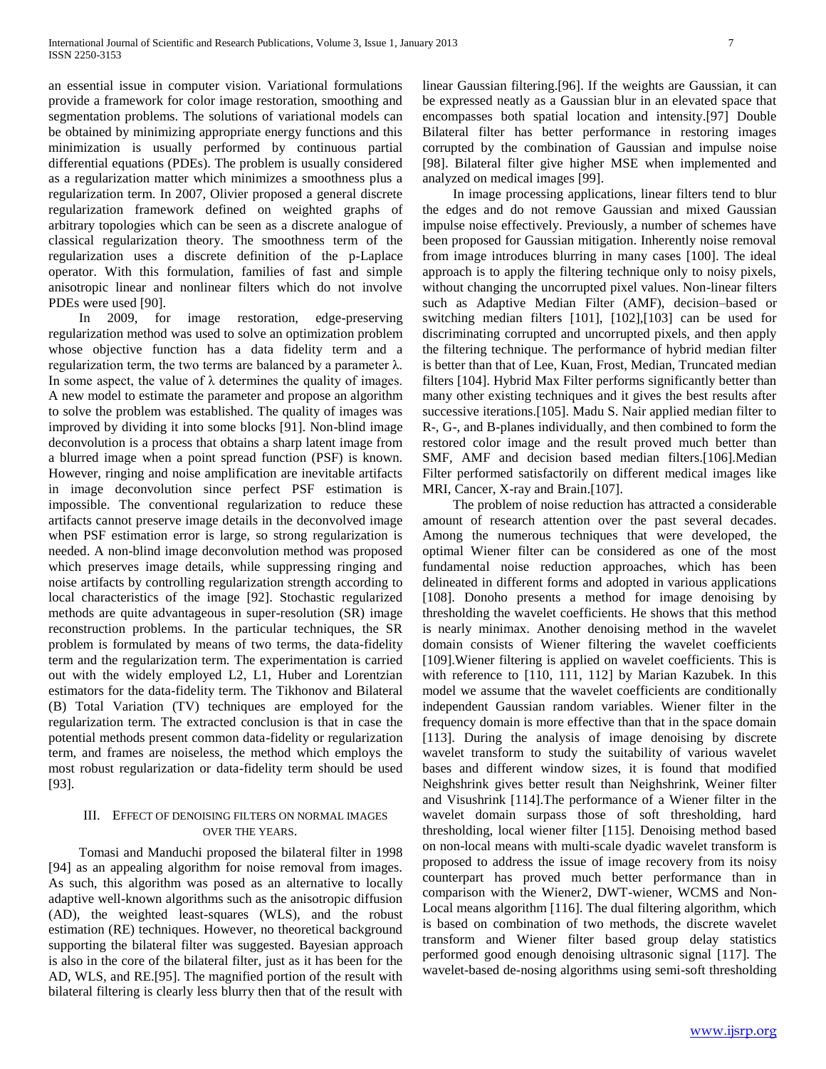an essential issue in computer vision. Variational formulations provide a framework for color image restoration, smoothing and segmentation problems. The solutions of variational models can be obtained by minimizing appropriate energy functions and this minimization is usually performed by continuous partial differential equations (PDEs). The problem is usually considered as a regularization matter which minimizes a smoothness plus a regularization term. In 2007, Olivier proposed a general discrete regularization framework defined on weighted graphs of arbitrary topologies which can be seen as a discrete analogue of classical regularization theory. The smoothness term of the regularization uses a discrete definition of the p-Laplace operator. With this formulation, families of fast and simple anisotropic linear and nonlinear filters which do not involve PDEs were used [90].

In 2009, for image restoration, edge-preserving regularization method was used to solve an optimization problem whose objective function has a data fidelity term and a regularization term, the two terms are balanced by a parameter $\lambda$. In some aspect, the value of $\lambda$ determines the quality of images. A new model to estimate the parameter and propose an algorithm to solve the problem was established. The quality of images was improved by dividing it into some blocks [91]. Non-blind image deconvolution is a process that obtains a sharp latent image from a blurred image when a point spread function (PSF) is known. However, ringing and noise amplification are inevitable artifacts in image deconvolution since perfect PSF estimation is impossible. The conventional regularization to reduce these artifacts cannot preserve image details in the deconvolved image when PSF estimation error is large, so strong regularization is needed. A non-blind image deconvolution method was proposed which preserves image details, while suppressing ringing and noise artifacts by controlling regularization strength according to local characteristics of the image [92]. Stochastic regularized methods are quite advantageous in super-resolution (SR) image reconstruction problems. In the particular techniques, the SR problem is formulated by means of two terms, the data-fidelity term and the regularization term. The experimentation is carried out with the widely employed L2, L1, Huber and Lorentzian estimators for the data-fidelity term. The Tikhonov and Bilateral (B) Total Variation (TV) techniques are employed for the regularization term. The extracted conclusion is that in case the potential methods present common data-fidelity or regularization term, and frames are noiseless, the method which employs the most robust regularization or data-fidelity term should be used [93].

## III. Effect of Denoising Filters on Normal Images over the Years.

Tomasi and Manduchi proposed the bilateral filter in 1998 [94] as an appealing algorithm for noise removal from images. As such, this algorithm was posed as an alternative to locally adaptive well-known algorithms such as the anisotropic diffusion (AD), the weighted least-squares (WLS), and the robust estimation (RE) techniques. However, no theoretical background supporting the bilateral filter was suggested. Bayesian approach is also in the core of the bilateral filter, just as it has been for the AD, WLS, and RE.[95]. The magnified portion of the result with bilateral filtering is clearly less blurry then that of the result with linear Gaussian filtering.[96]. If the weights are Gaussian, it can be expressed neatly as a Gaussian blur in an elevated space that encompasses both spatial location and intensity.[97] Double Bilateral filter has better performance in restoring images corrupted by the combination of Gaussian and impulse noise [98]. Bilateral filter give higher MSE when implemented and analyzed on medical images [99].

In image processing applications, linear filters tend to blur the edges and do not remove Gaussian and mixed Gaussian impulse noise effectively. Previously, a number of schemes have been proposed for Gaussian mitigation. Inherently noise removal from image introduces blurring in many cases [100]. The ideal approach is to apply the filtering technique only to noisy pixels, without changing the uncorrupted pixel values. Non-linear filters such as Adaptive Median Filter (AMF), decision–based or switching median filters [101], [102],[103] can be used for discriminating corrupted and uncorrupted pixels, and then apply the filtering technique. The performance of hybrid median filter is better than that of Lee, Kuan, Frost, Median, Truncated median filters [104]. Hybrid Max Filter performs significantly better than many other existing techniques and it gives the best results after successive iterations.[105]. Madu S. Nair applied median filter to R-, G-, and B-planes individually, and then combined to form the restored color image and the result proved much better than SMF, AMF and decision based median filters.[106].Median Filter performed satisfactorily on different medical images like MRI, Cancer, X-ray and Brain.[107].

The problem of noise reduction has attracted a considerable amount of research attention over the past several decades. Among the numerous techniques that were developed, the optimal Wiener filter can be considered as one of the most fundamental noise reduction approaches, which has been delineated in different forms and adopted in various applications [108]. Donoho presents a method for image denoising by thresholding the wavelet coefficients. He shows that this method is nearly minimax. Another denoising method in the wavelet domain consists of Wiener filtering the wavelet coefficients [109].Wiener filtering is applied on wavelet coefficients. This is with reference to [110, 111, 112] by Marian Kazubek. In this model we assume that the wavelet coefficients are conditionally independent Gaussian random variables. Wiener filter in the frequency domain is more effective than that in the space domain [113]. During the analysis of image denoising by discrete wavelet transform to study the suitability of various wavelet bases and different window sizes, it is found that modified Neighshrink gives better result than Neighshrink, Weiner filter and Visushrink [114].The performance of a Wiener filter in the wavelet domain surpass those of soft thresholding, hard thresholding, local wiener filter [115]. Denoising method based on non-local means with multi-scale dyadic wavelet transform is proposed to address the issue of image recovery from its noisy counterpart has proved much better performance than in comparison with the Wiener2, DWT-wiener, WCMS and Non-Local means algorithm [116]. The dual filtering algorithm, which is based on combination of two methods, the discrete wavelet transform and Wiener filter based group delay statistics performed good enough denoising ultrasonic signal [117]. The wavelet-based de-nosing algorithms using semi-soft thresholding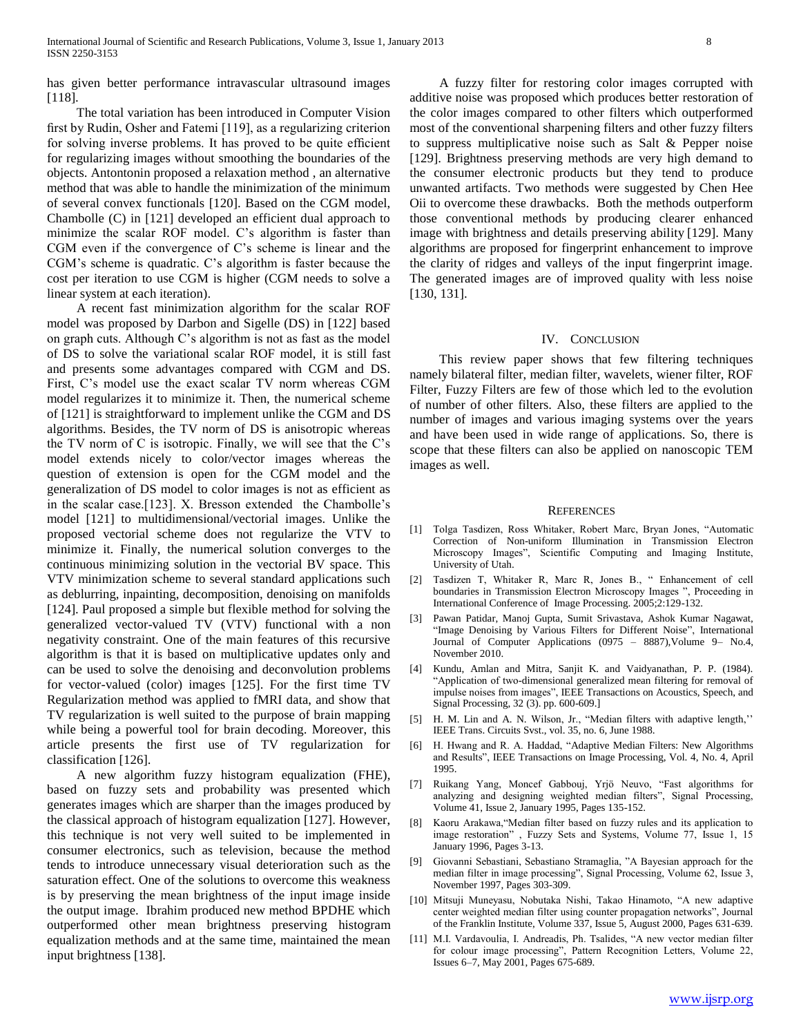has given better performance intravascular ultrasound images [118].

The total variation has been introduced in Computer Vision first by Rudin, Osher and Fatemi [119], as a regularizing criterion for solving inverse problems. It has proved to be quite efficient for regularizing images without smoothing the boundaries of the objects. Antontonin proposed a relaxation method , an alternative method that was able to handle the minimization of the minimum of several convex functionals [120]. Based on the CGM model, Chambolle (C) in [121] developed an efficient dual approach to minimize the scalar ROF model. C's algorithm is faster than CGM even if the convergence of C's scheme is linear and the CGM's scheme is quadratic. C's algorithm is faster because the cost per iteration to use CGM is higher (CGM needs to solve a linear system at each iteration).

A recent fast minimization algorithm for the scalar ROF model was proposed by Darbon and Sigelle (DS) in [122] based on graph cuts. Although C's algorithm is not as fast as the model of DS to solve the variational scalar ROF model, it is still fast and presents some advantages compared with CGM and DS. First, C's model use the exact scalar TV norm whereas CGM model regularizes it to minimize it. Then, the numerical scheme of [121] is straightforward to implement unlike the CGM and DS algorithms. Besides, the TV norm of DS is anisotropic whereas the TV norm of C is isotropic. Finally, we will see that the C's model extends nicely to color/vector images whereas the question of extension is open for the CGM model and the generalization of DS model to color images is not as efficient as in the scalar case.[123]. X. Bresson extended the Chambolle's model [121] to multidimensional/vectorial images. Unlike the proposed vectorial scheme does not regularize the VTV to minimize it. Finally, the numerical solution converges to the continuous minimizing solution in the vectorial BV space. This VTV minimization scheme to several standard applications such as deblurring, inpainting, decomposition, denoising on manifolds [124]. Paul proposed a simple but flexible method for solving the generalized vector-valued TV (VTV) functional with a non negativity constraint. One of the main features of this recursive algorithm is that it is based on multiplicative updates only and can be used to solve the denoising and deconvolution problems for vector-valued (color) images [125]. For the first time TV Regularization method was applied to fMRI data, and show that TV regularization is well suited to the purpose of brain mapping while being a powerful tool for brain decoding. Moreover, this article presents the first use of TV regularization for classification [126].

A new algorithm fuzzy histogram equalization (FHE), based on fuzzy sets and probability was presented which generates images which are sharper than the images produced by the classical approach of histogram equalization [127]. However, this technique is not very well suited to be implemented in consumer electronics, such as television, because the method tends to introduce unnecessary visual deterioration such as the saturation effect. One of the solutions to overcome this weakness is by preserving the mean brightness of the input image inside the output image. Ibrahim produced new method BPDHE which outperformed other mean brightness preserving histogram equalization methods and at the same time, maintained the mean input brightness [138].

A fuzzy filter for restoring color images corrupted with additive noise was proposed which produces better restoration of the color images compared to other filters which outperformed most of the conventional sharpening filters and other fuzzy filters to suppress multiplicative noise such as Salt & Pepper noise [129]. Brightness preserving methods are very high demand to the consumer electronic products but they tend to produce unwanted artifacts. Two methods were suggested by Chen Hee Oii to overcome these drawbacks. Both the methods outperform those conventional methods by producing clearer enhanced image with brightness and details preserving ability [129]. Many algorithms are proposed for fingerprint enhancement to improve the clarity of ridges and valleys of the input fingerprint image. The generated images are of improved quality with less noise [130, 131].

## IV. Conclusion

This review paper shows that few filtering techniques namely bilateral filter, median filter, wavelets, wiener filter, ROF Filter, Fuzzy Filters are few of those which led to the evolution of number of other filters. Also, these filters are applied to the number of images and various imaging systems over the years and have been used in wide range of applications. So, there is scope that these filters can also be applied on nanoscopic TEM images as well.

## References

[1] Tolga Tasdizen, Ross Whitaker, Robert Marc, Bryan Jones, "Automatic Correction of Non-uniform Illumination in Transmission Electron Microscopy Images", Scientific Computing and Imaging Institute, University of Utah.

[2] Tasdizen T, Whitaker R, Marc R, Jones B., " Enhancement of cell boundaries in Transmission Electron Microscopy Images ", Proceeding in International Conference of Image Processing. 2005;2:129-132.

[3] Pawan Patidar, Manoj Gupta, Sumit Srivastava, Ashok Kumar Nagawat, "Image Denoising by Various Filters for Different Noise", International Journal of Computer Applications (0975 – 8887),Volume 9– No.4, November 2010.

[4] Kundu, Amlan and Mitra, Sanjit K. and Vaidyanathan, P. P. (1984). "Application of two-dimensional generalized mean filtering for removal of impulse noises from images", IEEE Transactions on Acoustics, Speech, and Signal Processing, 32 (3). pp. 600-609.]

[5] H. M. Lin and A. N. Wilson, Jr., "Median filters with adaptive length,'' IEEE Trans. Circuits Svst., vol. 35, no. 6, June 1988.

[6] H. Hwang and R. A. Haddad, "Adaptive Median Filters: New Algorithms and Results", IEEE Transactions on Image Processing, Vol. 4, No. 4, April 1995.

[7] Ruikang Yang, Moncef Gabbouj, Yrjö Neuvo, "Fast algorithms for analyzing and designing weighted median filters", Signal Processing, Volume 41, Issue 2, January 1995, Pages 135-152.

[8] Kaoru Arakawa,"Median filter based on fuzzy rules and its application to image restoration" , Fuzzy Sets and Systems, Volume 77, Issue 1, 15 January 1996, Pages 3-13.

[9] Giovanni Sebastiani, Sebastiano Stramaglia, "A Bayesian approach for the median filter in image processing", Signal Processing, Volume 62, Issue 3, November 1997, Pages 303-309.

[10] Mitsuji Muneyasu, Nobutaka Nishi, Takao Hinamoto, "A new adaptive center weighted median filter using counter propagation networks", Journal of the Franklin Institute, Volume 337, Issue 5, August 2000, Pages 631-639.

[11] M.I. Vardavoulia, I. Andreadis, Ph. Tsalides, "A new vector median filter for colour image processing", Pattern Recognition Letters, Volume 22, Issues 6–7, May 2001, Pages 675-689.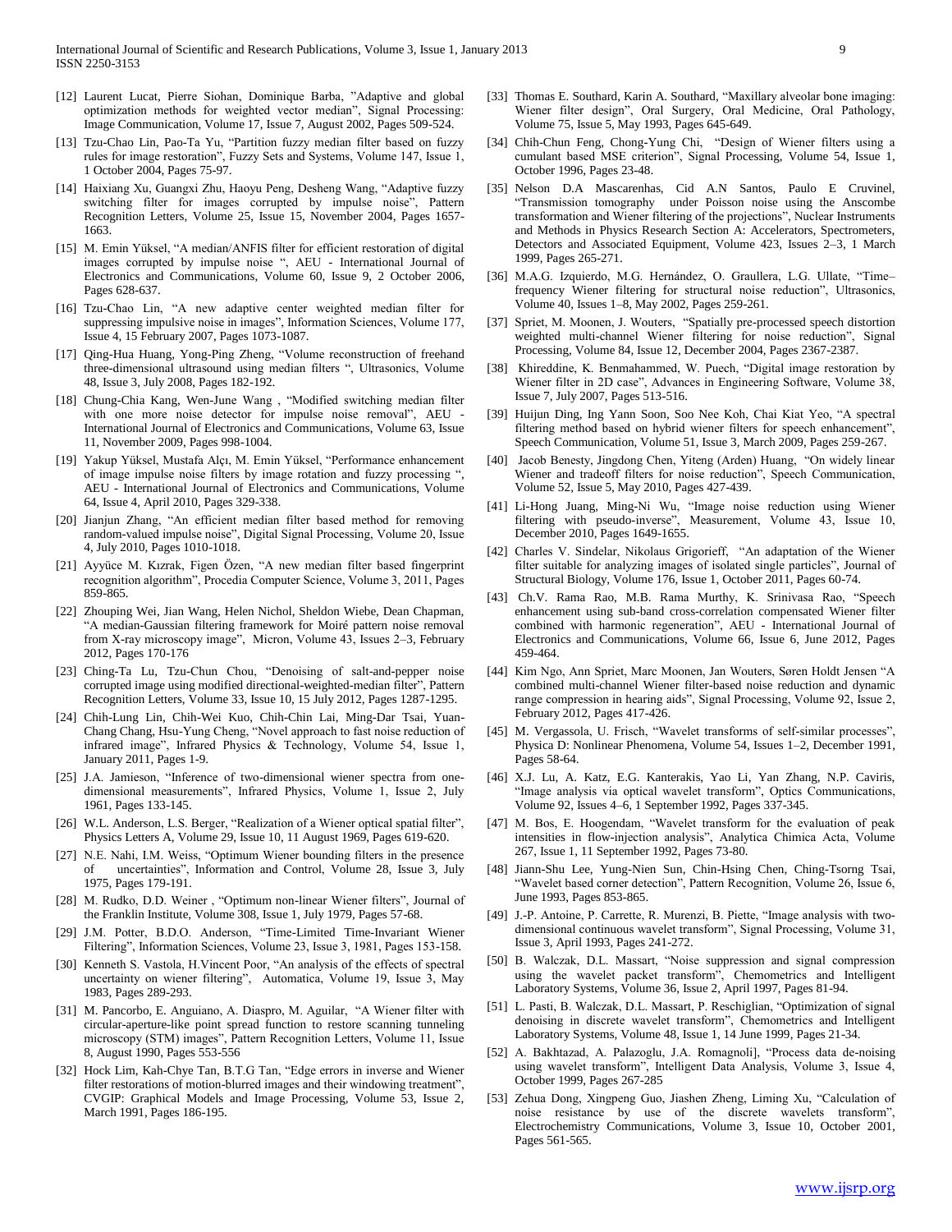[12] Laurent Lucat, Pierre Siohan, Dominique Barba, "Adaptive and global optimization methods for weighted vector median", Signal Processing: Image Communication, Volume 17, Issue 7, August 2002, Pages 509-524.

[13] Tzu-Chao Lin, Pao-Ta Yu, "Partition fuzzy median filter based on fuzzy rules for image restoration", Fuzzy Sets and Systems, Volume 147, Issue 1, 1 October 2004, Pages 75-97.

[14] Haixiang Xu, Guangxi Zhu, Haoyu Peng, Desheng Wang, "Adaptive fuzzy switching filter for images corrupted by impulse noise", Pattern Recognition Letters, Volume 25, Issue 15, November 2004, Pages 1657-1663.

[15] M. Emin Yüksel, "A median/ANFIS filter for efficient restoration of digital images corrupted by impulse noise ", AEU - International Journal of Electronics and Communications, Volume 60, Issue 9, 2 October 2006, Pages 628-637.

[16] Tzu-Chao Lin, "A new adaptive center weighted median filter for suppressing impulsive noise in images", Information Sciences, Volume 177, Issue 4, 15 February 2007, Pages 1073-1087.

[17] Qing-Hua Huang, Yong-Ping Zheng, "Volume reconstruction of freehand three-dimensional ultrasound using median filters ", Ultrasonics, Volume 48, Issue 3, July 2008, Pages 182-192.

[18] Chung-Chia Kang, Wen-June Wang , "Modified switching median filter with one more noise detector for impulse noise removal", AEU - International Journal of Electronics and Communications, Volume 63, Issue 11, November 2009, Pages 998-1004.

[19] Yakup Yüksel, Mustafa Alçı, M. Emin Yüksel, "Performance enhancement of image impulse noise filters by image rotation and fuzzy processing ", AEU - International Journal of Electronics and Communications, Volume 64, Issue 4, April 2010, Pages 329-338.

[20] Jianjun Zhang, "An efficient median filter based method for removing random-valued impulse noise", Digital Signal Processing, Volume 20, Issue 4, July 2010, Pages 1010-1018.

[21] Ayyüce M. Kızrak, Figen Özen, "A new median filter based fingerprint recognition algorithm", Procedia Computer Science, Volume 3, 2011, Pages 859-865.

[22] Zhouping Wei, Jian Wang, Helen Nichol, Sheldon Wiebe, Dean Chapman, "A median-Gaussian filtering framework for Moiré pattern noise removal from X-ray microscopy image", Micron, Volume 43, Issues 2–3, February 2012, Pages 170-176

[23] Ching-Ta Lu, Tzu-Chun Chou, "Denoising of salt-and-pepper noise corrupted image using modified directional-weighted-median filter", Pattern Recognition Letters, Volume 33, Issue 10, 15 July 2012, Pages 1287-1295.

[24] Chih-Lung Lin, Chih-Wei Kuo, Chih-Chin Lai, Ming-Dar Tsai, Yuan-Chang Chang, Hsu-Yung Cheng, "Novel approach to fast noise reduction of infrared image", Infrared Physics & Technology, Volume 54, Issue 1, January 2011, Pages 1-9.

[25] J.A. Jamieson, "Inference of two-dimensional wiener spectra from one-dimensional measurements", Infrared Physics, Volume 1, Issue 2, July 1961, Pages 133-145.

[26] W.L. Anderson, L.S. Berger, "Realization of a Wiener optical spatial filter", Physics Letters A, Volume 29, Issue 10, 11 August 1969, Pages 619-620.

[27] N.E. Nahi, I.M. Weiss, "Optimum Wiener bounding filters in the presence of uncertainties", Information and Control, Volume 28, Issue 3, July 1975, Pages 179-191.

[28] M. Rudko, D.D. Weiner , "Optimum non-linear Wiener filters", Journal of the Franklin Institute, Volume 308, Issue 1, July 1979, Pages 57-68.

[29] J.M. Potter, B.D.O. Anderson, "Time-Limited Time-Invariant Wiener Filtering", Information Sciences, Volume 23, Issue 3, 1981, Pages 153-158.

[30] Kenneth S. Vastola, H.Vincent Poor, "An analysis of the effects of spectral uncertainty on wiener filtering", Automatica, Volume 19, Issue 3, May 1983, Pages 289-293.

[31] M. Pancorbo, E. Anguiano, A. Diaspro, M. Aguilar, "A Wiener filter with circular-aperture-like point spread function to restore scanning tunneling microscopy (STM) images", Pattern Recognition Letters, Volume 11, Issue 8, August 1990, Pages 553-556

[32] Hock Lim, Kah-Chye Tan, B.T.G Tan, "Edge errors in inverse and Wiener filter restorations of motion-blurred images and their windowing treatment", CVGIP: Graphical Models and Image Processing, Volume 53, Issue 2, March 1991, Pages 186-195.

[33] Thomas E. Southard, Karin A. Southard, "Maxillary alveolar bone imaging: Wiener filter design", Oral Surgery, Oral Medicine, Oral Pathology, Volume 75, Issue 5, May 1993, Pages 645-649.

[34] Chih-Chun Feng, Chong-Yung Chi, "Design of Wiener filters using a cumulant based MSE criterion", Signal Processing, Volume 54, Issue 1, October 1996, Pages 23-48.

[35] Nelson D.A Mascarenhas, Cid A.N Santos, Paulo E Cruvinel, "Transmission tomography under Poisson noise using the Anscombe transformation and Wiener filtering of the projections", Nuclear Instruments and Methods in Physics Research Section A: Accelerators, Spectrometers, Detectors and Associated Equipment, Volume 423, Issues 2–3, 1 March 1999, Pages 265-271.

[36] M.A.G. Izquierdo, M.G. Hernández, O. Graullera, L.G. Ullate, "Time–frequency Wiener filtering for structural noise reduction", Ultrasonics, Volume 40, Issues 1–8, May 2002, Pages 259-261.

[37] Spriet, M. Moonen, J. Wouters, "Spatially pre-processed speech distortion weighted multi-channel Wiener filtering for noise reduction", Signal Processing, Volume 84, Issue 12, December 2004, Pages 2367-2387.

[38] Khireddine, K. Benmahammed, W. Puech, "Digital image restoration by Wiener filter in 2D case", Advances in Engineering Software, Volume 38, Issue 7, July 2007, Pages 513-516.

[39] Huijun Ding, Ing Yann Soon, Soo Nee Koh, Chai Kiat Yeo, "A spectral filtering method based on hybrid wiener filters for speech enhancement", Speech Communication, Volume 51, Issue 3, March 2009, Pages 259-267.

[40] Jacob Benesty, Jingdong Chen, Yiteng (Arden) Huang, "On widely linear Wiener and tradeoff filters for noise reduction", Speech Communication, Volume 52, Issue 5, May 2010, Pages 427-439.

[41] Li-Hong Juang, Ming-Ni Wu, "Image noise reduction using Wiener filtering with pseudo-inverse", Measurement, Volume 43, Issue 10, December 2010, Pages 1649-1655.

[42] Charles V. Sindelar, Nikolaus Grigorieff, "An adaptation of the Wiener filter suitable for analyzing images of isolated single particles", Journal of Structural Biology, Volume 176, Issue 1, October 2011, Pages 60-74.

[43] Ch.V. Rama Rao, M.B. Rama Murthy, K. Srinivasa Rao, "Speech enhancement using sub-band cross-correlation compensated Wiener filter combined with harmonic regeneration", AEU - International Journal of Electronics and Communications, Volume 66, Issue 6, June 2012, Pages 459-464.

[44] Kim Ngo, Ann Spriet, Marc Moonen, Jan Wouters, Søren Holdt Jensen "A combined multi-channel Wiener filter-based noise reduction and dynamic range compression in hearing aids", Signal Processing, Volume 92, Issue 2, February 2012, Pages 417-426.

[45] M. Vergassola, U. Frisch, "Wavelet transforms of self-similar processes", Physica D: Nonlinear Phenomena, Volume 54, Issues 1–2, December 1991, Pages 58-64.

[46] X.J. Lu, A. Katz, E.G. Kanterakis, Yao Li, Yan Zhang, N.P. Caviris, "Image analysis via optical wavelet transform", Optics Communications, Volume 92, Issues 4–6, 1 September 1992, Pages 337-345.

[47] M. Bos, E. Hoogendam, "Wavelet transform for the evaluation of peak intensities in flow-injection analysis", Analytica Chimica Acta, Volume 267, Issue 1, 11 September 1992, Pages 73-80.

[48] Jiann-Shu Lee, Yung-Nien Sun, Chin-Hsing Chen, Ching-Tsorng Tsai, "Wavelet based corner detection", Pattern Recognition, Volume 26, Issue 6, June 1993, Pages 853-865.

[49] J.-P. Antoine, P. Carrette, R. Murenzi, B. Piette, "Image analysis with two-dimensional continuous wavelet transform", Signal Processing, Volume 31, Issue 3, April 1993, Pages 241-272.

[50] B. Walczak, D.L. Massart, "Noise suppression and signal compression using the wavelet packet transform", Chemometrics and Intelligent Laboratory Systems, Volume 36, Issue 2, April 1997, Pages 81-94.

[51] L. Pasti, B. Walczak, D.L. Massart, P. Reschiglian, "Optimization of signal denoising in discrete wavelet transform", Chemometrics and Intelligent Laboratory Systems, Volume 48, Issue 1, 14 June 1999, Pages 21-34.

[52] A. Bakhtazad, A. Palazoglu, J.A. Romagnoli], "Process data de-noising using wavelet transform", Intelligent Data Analysis, Volume 3, Issue 4, October 1999, Pages 267-285

[53] Zehua Dong, Xingpeng Guo, Jiashen Zheng, Liming Xu, "Calculation of noise resistance by use of the discrete wavelets transform", Electrochemistry Communications, Volume 3, Issue 10, October 2001, Pages 561-565.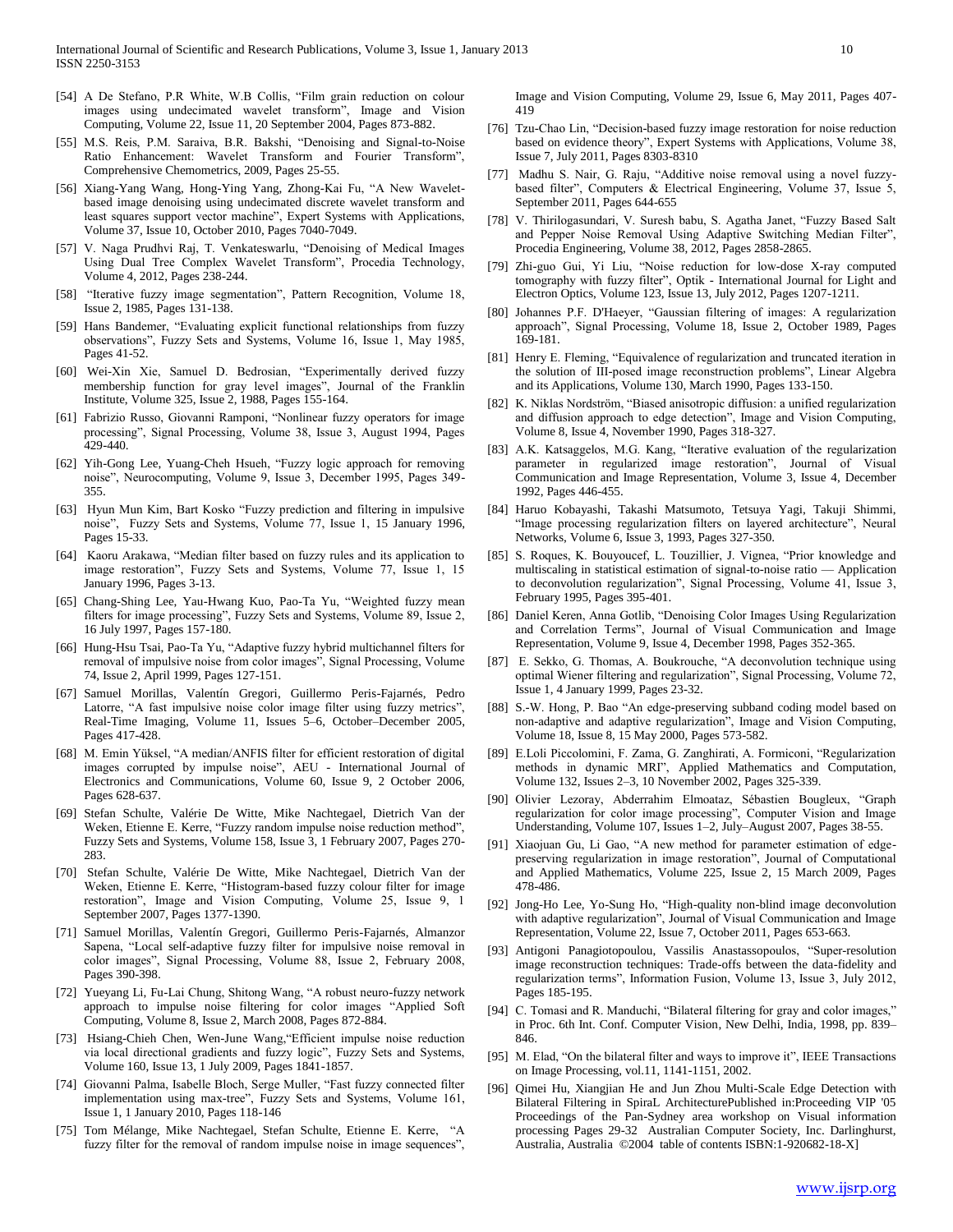[54] A De Stefano, P.R White, W.B Collis, "Film grain reduction on colour images using undecimated wavelet transform", Image and Vision Computing, Volume 22, Issue 11, 20 September 2004, Pages 873-882.

[55] M.S. Reis, P.M. Saraiva, B.R. Bakshi, "Denoising and Signal-to-Noise Ratio Enhancement: Wavelet Transform and Fourier Transform", Comprehensive Chemometrics, 2009, Pages 25-55.

[56] Xiang-Yang Wang, Hong-Ying Yang, Zhong-Kai Fu, "A New Wavelet-based image denoising using undecimated discrete wavelet transform and least squares support vector machine", Expert Systems with Applications, Volume 37, Issue 10, October 2010, Pages 7040-7049.

[57] V. Naga Prudhvi Raj, T. Venkateswarlu, "Denoising of Medical Images Using Dual Tree Complex Wavelet Transform", Procedia Technology, Volume 4, 2012, Pages 238-244.

[58] "Iterative fuzzy image segmentation", Pattern Recognition, Volume 18, Issue 2, 1985, Pages 131-138.

[59] Hans Bandemer, "Evaluating explicit functional relationships from fuzzy observations", Fuzzy Sets and Systems, Volume 16, Issue 1, May 1985, Pages 41-52.

[60] Wei-Xin Xie, Samuel D. Bedrosian, "Experimentally derived fuzzy membership function for gray level images", Journal of the Franklin Institute, Volume 325, Issue 2, 1988, Pages 155-164.

[61] Fabrizio Russo, Giovanni Ramponi, "Nonlinear fuzzy operators for image processing", Signal Processing, Volume 38, Issue 3, August 1994, Pages 429-440.

[62] Yih-Gong Lee, Yuang-Cheh Hsueh, "Fuzzy logic approach for removing noise", Neurocomputing, Volume 9, Issue 3, December 1995, Pages 349-355.

[63] Hyun Mun Kim, Bart Kosko "Fuzzy prediction and filtering in impulsive noise", Fuzzy Sets and Systems, Volume 77, Issue 1, 15 January 1996, Pages 15-33.

[64] Kaoru Arakawa, "Median filter based on fuzzy rules and its application to image restoration", Fuzzy Sets and Systems, Volume 77, Issue 1, 15 January 1996, Pages 3-13.

[65] Chang-Shing Lee, Yau-Hwang Kuo, Pao-Ta Yu, "Weighted fuzzy mean filters for image processing", Fuzzy Sets and Systems, Volume 89, Issue 2, 16 July 1997, Pages 157-180.

[66] Hung-Hsu Tsai, Pao-Ta Yu, "Adaptive fuzzy hybrid multichannel filters for removal of impulsive noise from color images", Signal Processing, Volume 74, Issue 2, April 1999, Pages 127-151.

[67] Samuel Morillas, Valentín Gregori, Guillermo Peris-Fajarnés, Pedro Latorre, "A fast impulsive noise color image filter using fuzzy metrics", Real-Time Imaging, Volume 11, Issues 5–6, October–December 2005, Pages 417-428.

[68] M. Emin Yüksel, "A median/ANFIS filter for efficient restoration of digital images corrupted by impulse noise", AEU - International Journal of Electronics and Communications, Volume 60, Issue 9, 2 October 2006, Pages 628-637.

[69] Stefan Schulte, Valérie De Witte, Mike Nachtegael, Dietrich Van der Weken, Etienne E. Kerre, "Fuzzy random impulse noise reduction method", Fuzzy Sets and Systems, Volume 158, Issue 3, 1 February 2007, Pages 270-283.

[70] Stefan Schulte, Valérie De Witte, Mike Nachtegael, Dietrich Van der Weken, Etienne E. Kerre, "Histogram-based fuzzy colour filter for image restoration", Image and Vision Computing, Volume 25, Issue 9, 1 September 2007, Pages 1377-1390.

[71] Samuel Morillas, Valentín Gregori, Guillermo Peris-Fajarnés, Almanzor Sapena, "Local self-adaptive fuzzy filter for impulsive noise removal in color images", Signal Processing, Volume 88, Issue 2, February 2008, Pages 390-398.

[72] Yueyang Li, Fu-Lai Chung, Shitong Wang, "A robust neuro-fuzzy network approach to impulse noise filtering for color images "Applied Soft Computing, Volume 8, Issue 2, March 2008, Pages 872-884.

[73] Hsiang-Chieh Chen, Wen-June Wang,"Efficient impulse noise reduction via local directional gradients and fuzzy logic", Fuzzy Sets and Systems, Volume 160, Issue 13, 1 July 2009, Pages 1841-1857.

[74] Giovanni Palma, Isabelle Bloch, Serge Muller, "Fast fuzzy connected filter implementation using max-tree", Fuzzy Sets and Systems, Volume 161, Issue 1, 1 January 2010, Pages 118-146

[75] Tom Mélange, Mike Nachtegael, Stefan Schulte, Etienne E. Kerre, "A fuzzy filter for the removal of random impulse noise in image sequences", Image and Vision Computing, Volume 29, Issue 6, May 2011, Pages 407-419

[76] Tzu-Chao Lin, "Decision-based fuzzy image restoration for noise reduction based on evidence theory", Expert Systems with Applications, Volume 38, Issue 7, July 2011, Pages 8303-8310

[77] Madhu S. Nair, G. Raju, "Additive noise removal using a novel fuzzy-based filter", Computers & Electrical Engineering, Volume 37, Issue 5, September 2011, Pages 644-655

[78] V. Thirilogasundari, V. Suresh babu, S. Agatha Janet, "Fuzzy Based Salt and Pepper Noise Removal Using Adaptive Switching Median Filter", Procedia Engineering, Volume 38, 2012, Pages 2858-2865.

[79] Zhi-guo Gui, Yi Liu, "Noise reduction for low-dose X-ray computed tomography with fuzzy filter", Optik - International Journal for Light and Electron Optics, Volume 123, Issue 13, July 2012, Pages 1207-1211.

[80] Johannes P.F. D'Haeyer, "Gaussian filtering of images: A regularization approach", Signal Processing, Volume 18, Issue 2, October 1989, Pages 169-181.

[81] Henry E. Fleming, "Equivalence of regularization and truncated iteration in the solution of III-posed image reconstruction problems", Linear Algebra and its Applications, Volume 130, March 1990, Pages 133-150.

[82] K. Niklas Nordström, "Biased anisotropic diffusion: a unified regularization and diffusion approach to edge detection", Image and Vision Computing, Volume 8, Issue 4, November 1990, Pages 318-327.

[83] A.K. Katsaggelos, M.G. Kang, "Iterative evaluation of the regularization parameter in regularized image restoration", Journal of Visual Communication and Image Representation, Volume 3, Issue 4, December 1992, Pages 446-455.

[84] Haruo Kobayashi, Takashi Matsumoto, Tetsuya Yagi, Takuji Shimmi, "Image processing regularization filters on layered architecture", Neural Networks, Volume 6, Issue 3, 1993, Pages 327-350.

[85] S. Roques, K. Bouyoucef, L. Touzillier, J. Vignea, "Prior knowledge and multiscaling in statistical estimation of signal-to-noise ratio — Application to deconvolution regularization", Signal Processing, Volume 41, Issue 3, February 1995, Pages 395-401.

[86] Daniel Keren, Anna Gotlib, "Denoising Color Images Using Regularization and Correlation Terms", Journal of Visual Communication and Image Representation, Volume 9, Issue 4, December 1998, Pages 352-365.

[87] E. Sekko, G. Thomas, A. Boukrouche, "A deconvolution technique using optimal Wiener filtering and regularization", Signal Processing, Volume 72, Issue 1, 4 January 1999, Pages 23-32.

[88] S.-W. Hong, P. Bao "An edge-preserving subband coding model based on non-adaptive and adaptive regularization", Image and Vision Computing, Volume 18, Issue 8, 15 May 2000, Pages 573-582.

[89] E.Loli Piccolomini, F. Zama, G. Zanghirati, A. Formiconi, "Regularization methods in dynamic MRI", Applied Mathematics and Computation, Volume 132, Issues 2–3, 10 November 2002, Pages 325-339.

[90] Olivier Lezoray, Abderrahim Elmoataz, Sébastien Bougleux, "Graph regularization for color image processing", Computer Vision and Image Understanding, Volume 107, Issues 1–2, July–August 2007, Pages 38-55.

[91] Xiaojuan Gu, Li Gao, "A new method for parameter estimation of edge-preserving regularization in image restoration", Journal of Computational and Applied Mathematics, Volume 225, Issue 2, 15 March 2009, Pages 478-486.

[92] Jong-Ho Lee, Yo-Sung Ho, "High-quality non-blind image deconvolution with adaptive regularization", Journal of Visual Communication and Image Representation, Volume 22, Issue 7, October 2011, Pages 653-663.

[93] Antigoni Panagiotopoulou, Vassilis Anastassopoulos, "Super-resolution image reconstruction techniques: Trade-offs between the data-fidelity and regularization terms", Information Fusion, Volume 13, Issue 3, July 2012, Pages 185-195.

[94] C. Tomasi and R. Manduchi, "Bilateral filtering for gray and color images," in Proc. 6th Int. Conf. Computer Vision, New Delhi, India, 1998, pp. 839–846.

[95] M. Elad, "On the bilateral filter and ways to improve it", IEEE Transactions on Image Processing, vol.11, 1141-1151, 2002.

[96] Qimei Hu, Xiangjian He and Jun Zhou Multi-Scale Edge Detection with Bilateral Filtering in SpiraL ArchitecturePublished in:Proceeding VIP '05 Proceedings of the Pan-Sydney area workshop on Visual information processing Pages 29-32 Australian Computer Society, Inc. Darlinghurst, Australia, Australia ©2004 table of contents ISBN:1-920682-18-X]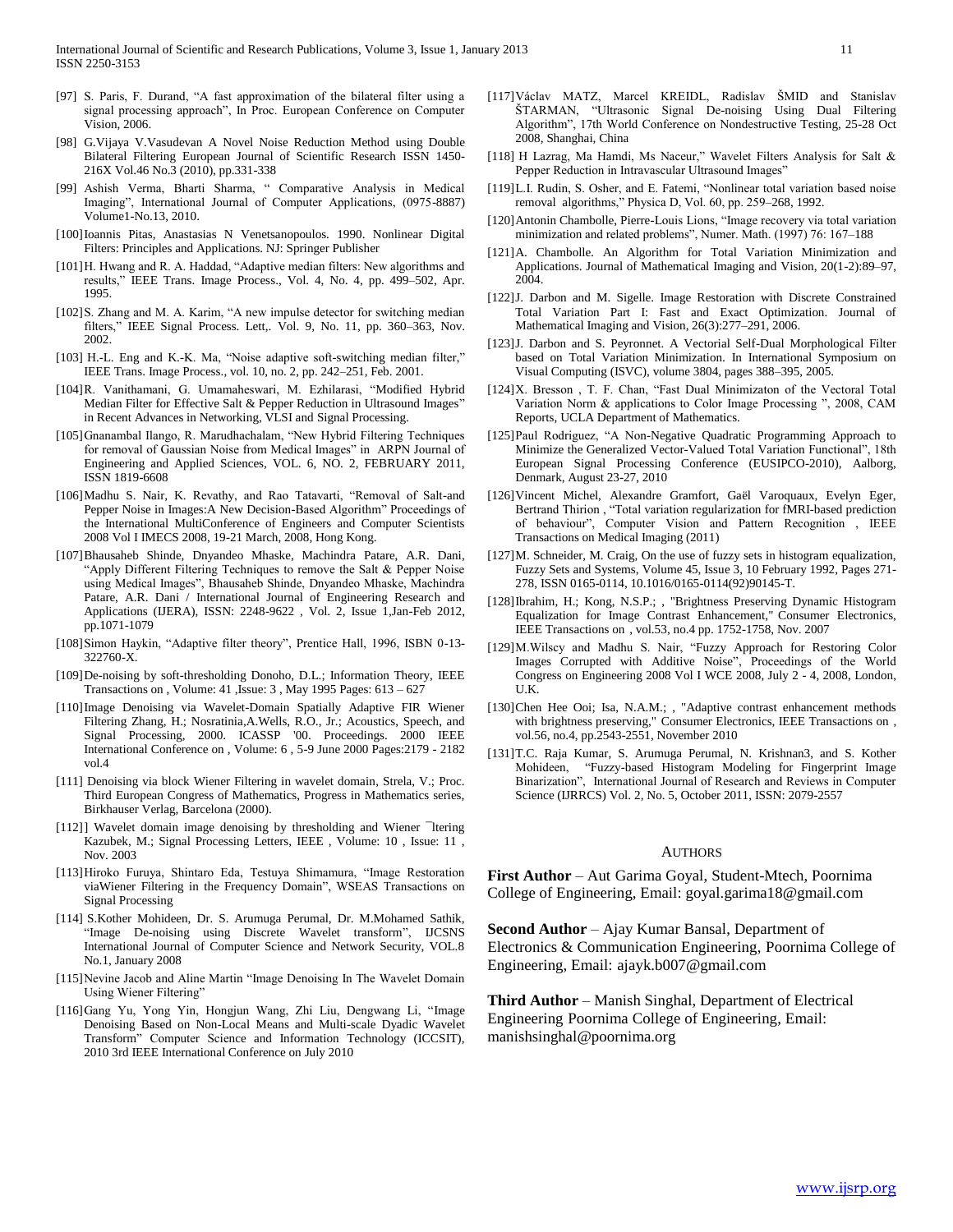[97] S. Paris, F. Durand, "A fast approximation of the bilateral filter using a signal processing approach", In Proc. European Conference on Computer Vision, 2006.

[98] G.Vijaya V.Vasudevan A Novel Noise Reduction Method using Double Bilateral Filtering European Journal of Scientific Research ISSN 1450-216X Vol.46 No.3 (2010), pp.331-338

[99] Ashish Verma, Bharti Sharma, " Comparative Analysis in Medical Imaging", International Journal of Computer Applications, (0975-8887) Volume1-No.13, 2010.

[100] Ioannis Pitas, Anastasias N Venetsanopoulos. 1990. Nonlinear Digital Filters: Principles and Applications. NJ: Springer Publisher

[101] H. Hwang and R. A. Haddad, "Adaptive median filters: New algorithms and results," IEEE Trans. Image Process., Vol. 4, No. 4, pp. 499–502, Apr. 1995.

[102] S. Zhang and M. A. Karim, "A new impulse detector for switching median filters," IEEE Signal Process. Lett,. Vol. 9, No. 11, pp. 360–363, Nov. 2002.

[103] H.-L. Eng and K.-K. Ma, "Noise adaptive soft-switching median filter," IEEE Trans. Image Process., vol. 10, no. 2, pp. 242–251, Feb. 2001.

[104] R. Vanithamani, G. Umamaheswari, M. Ezhilarasi, "Modified Hybrid Median Filter for Effective Salt & Pepper Reduction in Ultrasound Images" in Recent Advances in Networking, VLSI and Signal Processing.

[105] Gnanambal Ilango, R. Marudhachalam, "New Hybrid Filtering Techniques for removal of Gaussian Noise from Medical Images" in ARPN Journal of Engineering and Applied Sciences, VOL. 6, NO. 2, FEBRUARY 2011, ISSN 1819-6608

[106] Madhu S. Nair, K. Revathy, and Rao Tatavarti, "Removal of Salt-and Pepper Noise in Images:A New Decision-Based Algorithm" Proceedings of the International MultiConference of Engineers and Computer Scientists 2008 Vol I IMECS 2008, 19-21 March, 2008, Hong Kong.

[107] Bhausaheb Shinde, Dnyandeo Mhaske, Machindra Patare, A.R. Dani, "Apply Different Filtering Techniques to remove the Salt & Pepper Noise using Medical Images", Bhausaheb Shinde, Dnyandeo Mhaske, Machindra Patare, A.R. Dani / International Journal of Engineering Research and Applications (IJERA), ISSN: 2248-9622 , Vol. 2, Issue 1,Jan-Feb 2012, pp.1071-1079

[108] Simon Haykin, "Adaptive filter theory", Prentice Hall, 1996, ISBN 0-13-322760-X.

[109] De-noising by soft-thresholding Donoho, D.L.; Information Theory, IEEE Transactions on , Volume: 41 ,Issue: 3 , May 1995 Pages: 613 – 627

[110] Image Denoising via Wavelet-Domain Spatially Adaptive FIR Wiener Filtering Zhang, H.; Nosratinia,A.Wells, R.O., Jr.; Acoustics, Speech, and Signal Processing, 2000. ICASSP '00. Proceedings. 2000 IEEE International Conference on , Volume: 6 , 5-9 June 2000 Pages:2179 - 2182 vol.4

[111] Denoising via block Wiener Filtering in wavelet domain, Strela, V.; Proc. Third European Congress of Mathematics, Progress in Mathematics series, Birkhauser Verlag, Barcelona (2000).

[112]] Wavelet domain image denoising by thresholding and Wiener ¯ltering Kazubek, M.; Signal Processing Letters, IEEE , Volume: 10 , Issue: 11 , Nov. 2003

[113] Hiroko Furuya, Shintaro Eda, Testuya Shimamura, "Image Restoration viaWiener Filtering in the Frequency Domain", WSEAS Transactions on Signal Processing

[114] S.Kother Mohideen, Dr. S. Arumuga Perumal, Dr. M.Mohamed Sathik, "Image De-noising using Discrete Wavelet transform", IJCSNS International Journal of Computer Science and Network Security, VOL.8 No.1, January 2008

[115] Nevine Jacob and Aline Martin "Image Denoising In The Wavelet Domain Using Wiener Filtering"

[116] Gang Yu, Yong Yin, Hongjun Wang, Zhi Liu, Dengwang Li, "Image Denoising Based on Non-Local Means and Multi-scale Dyadic Wavelet Transform" Computer Science and Information Technology (ICCSIT), 2010 3rd IEEE International Conference on July 2010

[117] Václav MATZ, Marcel KREIDL, Radislav ŠMID and Stanislav ŠTARMAN, "Ultrasonic Signal De-noising Using Dual Filtering Algorithm", 17th World Conference on Nondestructive Testing, 25-28 Oct 2008, Shanghai, China

[118] H Lazrag, Ma Hamdi, Ms Naceur," Wavelet Filters Analysis for Salt & Pepper Reduction in Intravascular Ultrasound Images"

[119] L.I. Rudin, S. Osher, and E. Fatemi, "Nonlinear total variation based noise removal algorithms," Physica D, Vol. 60, pp. 259–268, 1992.

[120] Antonin Chambolle, Pierre-Louis Lions, "Image recovery via total variation minimization and related problems", Numer. Math. (1997) 76: 167–188

[121] A. Chambolle. An Algorithm for Total Variation Minimization and Applications. Journal of Mathematical Imaging and Vision, 20(1-2):89–97, 2004.

[122] J. Darbon and M. Sigelle. Image Restoration with Discrete Constrained Total Variation Part I: Fast and Exact Optimization. Journal of Mathematical Imaging and Vision, 26(3):277–291, 2006.

[123] J. Darbon and S. Peyronnet. A Vectorial Self-Dual Morphological Filter based on Total Variation Minimization. In International Symposium on Visual Computing (ISVC), volume 3804, pages 388–395, 2005.

[124] X. Bresson , T. F. Chan, "Fast Dual Minimizaton of the Vectoral Total Variation Norm & applications to Color Image Processing ", 2008, CAM Reports, UCLA Department of Mathematics.

[125] Paul Rodriguez, "A Non-Negative Quadratic Programming Approach to Minimize the Generalized Vector-Valued Total Variation Functional", 18th European Signal Processing Conference (EUSIPCO-2010), Aalborg, Denmark, August 23-27, 2010

[126] Vincent Michel, Alexandre Gramfort, Gaël Varoquaux, Evelyn Eger, Bertrand Thirion , "Total variation regularization for fMRI-based prediction of behaviour", Computer Vision and Pattern Recognition , IEEE Transactions on Medical Imaging (2011)

[127] M. Schneider, M. Craig, On the use of fuzzy sets in histogram equalization, Fuzzy Sets and Systems, Volume 45, Issue 3, 10 February 1992, Pages 271-278, ISSN 0165-0114, 10.1016/0165-0114(92)90145-T.

[128] Ibrahim, H.; Kong, N.S.P.; , "Brightness Preserving Dynamic Histogram Equalization for Image Contrast Enhancement," Consumer Electronics, IEEE Transactions on , vol.53, no.4 pp. 1752-1758, Nov. 2007

[129] M.Wilscy and Madhu S. Nair, "Fuzzy Approach for Restoring Color Images Corrupted with Additive Noise", Proceedings of the World Congress on Engineering 2008 Vol I WCE 2008, July 2 - 4, 2008, London, U.K.

[130] Chen Hee Ooi; Isa, N.A.M.; , "Adaptive contrast enhancement methods with brightness preserving," Consumer Electronics, IEEE Transactions on , vol.56, no.4, pp.2543-2551, November 2010

[131] T.C. Raja Kumar, S. Arumuga Perumal, N. Krishnan3, and S. Kother Mohideen, "Fuzzy-based Histogram Modeling for Fingerprint Image Binarization", International Journal of Research and Reviews in Computer Science (IJRRCS) Vol. 2, No. 5, October 2011, ISSN: 2079-2557

## Authors

**First Author** – Aut Garima Goyal, Student-Mtech, Poornima College of Engineering, Email: goyal.garima18@gmail.com

**Second Author** – Ajay Kumar Bansal, Department of Electronics & Communication Engineering, Poornima College of Engineering, Email: ajayk.b007@gmail.com

**Third Author** – Manish Singhal, Department of Electrical Engineering Poornima College of Engineering, Email: manishsinghal@poornima.org